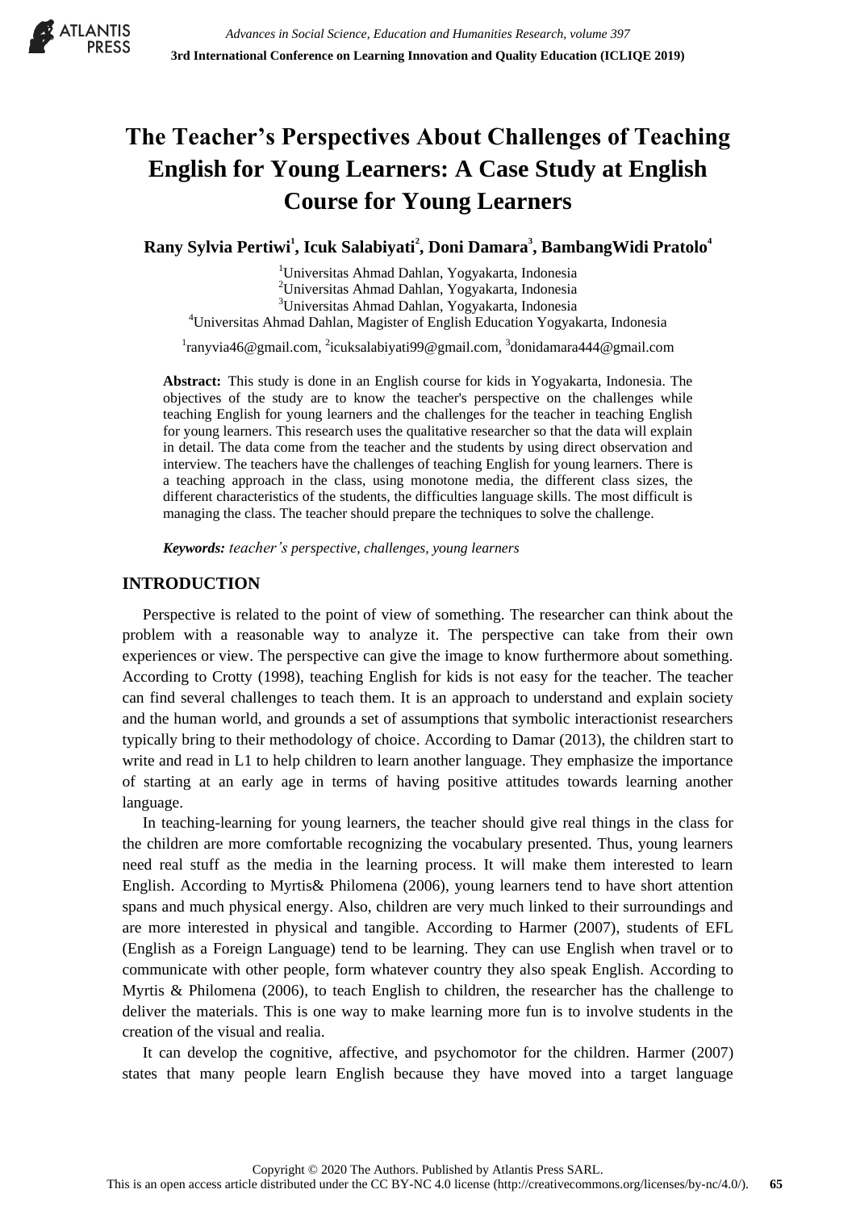# The Teacher's Perspectives About Challenges of Teaching English for Young Learners: A Case Study at English Course for Young Learners

**Rany Sylvia Pertiwi[1], Icuk Salabiyati[2], Doni Damara[3], BambangWidi Pratolo[4]**

[1]Universitas Ahmad Dahlan, Yogyakarta, Indonesia
[2]Universitas Ahmad Dahlan, Yogyakarta, Indonesia
[3]Universitas Ahmad Dahlan, Yogyakarta, Indonesia
[4]Universitas Ahmad Dahlan, Magister of English Education Yogyakarta, Indonesia

[1]ranyvia46@gmail.com, [2]icuksalabiyati99@gmail.com, [3]donidamara444@gmail.com

**Abstract:** This study is done in an English course for kids in Yogyakarta, Indonesia. The objectives of the study are to know the teacher's perspective on the challenges while teaching English for young learners and the challenges for the teacher in teaching English for young learners. This research uses the qualitative researcher so that the data will explain in detail. The data come from the teacher and the students by using direct observation and interview. The teachers have the challenges of teaching English for young learners. There is a teaching approach in the class, using monotone media, the different class sizes, the different characteristics of the students, the difficulties language skills. The most difficult is managing the class. The teacher should prepare the techniques to solve the challenge.

***Keywords:*** *teacher's perspective, challenges, young learners*

## INTRODUCTION

Perspective is related to the point of view of something. The researcher can think about the problem with a reasonable way to analyze it. The perspective can take from their own experiences or view. The perspective can give the image to know furthermore about something. According to Crotty (1998), teaching English for kids is not easy for the teacher. The teacher can find several challenges to teach them. It is an approach to understand and explain society and the human world, and grounds a set of assumptions that symbolic interactionist researchers typically bring to their methodology of choice. According to Damar (2013), the children start to write and read in L1 to help children to learn another language. They emphasize the importance of starting at an early age in terms of having positive attitudes towards learning another language.

In teaching-learning for young learners, the teacher should give real things in the class for the children are more comfortable recognizing the vocabulary presented. Thus, young learners need real stuff as the media in the learning process. It will make them interested to learn English. According to Myrtis& Philomena (2006), young learners tend to have short attention spans and much physical energy. Also, children are very much linked to their surroundings and are more interested in physical and tangible. According to Harmer (2007), students of EFL (English as a Foreign Language) tend to be learning. They can use English when travel or to communicate with other people, form whatever country they also speak English. According to Myrtis & Philomena (2006), to teach English to children, the researcher has the challenge to deliver the materials. This is one way to make learning more fun is to involve students in the creation of the visual and realia.

It can develop the cognitive, affective, and psychomotor for the children. Harmer (2007) states that many people learn English because they have moved into a target language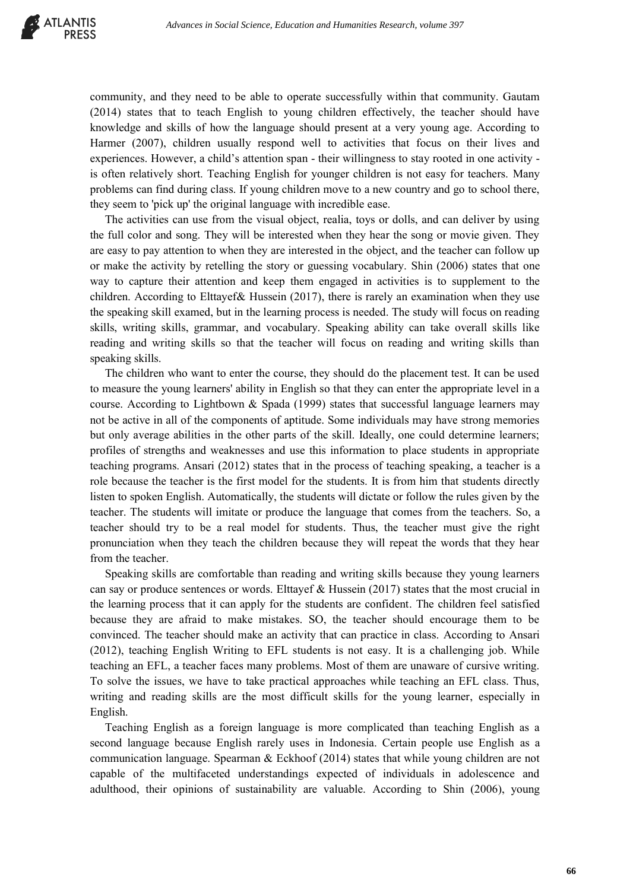community, and they need to be able to operate successfully within that community. Gautam (2014) states that to teach English to young children effectively, the teacher should have knowledge and skills of how the language should present at a very young age. According to Harmer (2007), children usually respond well to activities that focus on their lives and experiences. However, a child's attention span - their willingness to stay rooted in one activity - is often relatively short. Teaching English for younger children is not easy for teachers. Many problems can find during class. If young children move to a new country and go to school there, they seem to 'pick up' the original language with incredible ease.

The activities can use from the visual object, realia, toys or dolls, and can deliver by using the full color and song. They will be interested when they hear the song or movie given. They are easy to pay attention to when they are interested in the object, and the teacher can follow up or make the activity by retelling the story or guessing vocabulary. Shin (2006) states that one way to capture their attention and keep them engaged in activities is to supplement to the children. According to Elttayef& Hussein (2017), there is rarely an examination when they use the speaking skill examed, but in the learning process is needed. The study will focus on reading skills, writing skills, grammar, and vocabulary. Speaking ability can take overall skills like reading and writing skills so that the teacher will focus on reading and writing skills than speaking skills.

The children who want to enter the course, they should do the placement test. It can be used to measure the young learners' ability in English so that they can enter the appropriate level in a course. According to Lightbown & Spada (1999) states that successful language learners may not be active in all of the components of aptitude. Some individuals may have strong memories but only average abilities in the other parts of the skill. Ideally, one could determine learners; profiles of strengths and weaknesses and use this information to place students in appropriate teaching programs. Ansari (2012) states that in the process of teaching speaking, a teacher is a role because the teacher is the first model for the students. It is from him that students directly listen to spoken English. Automatically, the students will dictate or follow the rules given by the teacher. The students will imitate or produce the language that comes from the teachers. So, a teacher should try to be a real model for students. Thus, the teacher must give the right pronunciation when they teach the children because they will repeat the words that they hear from the teacher.

Speaking skills are comfortable than reading and writing skills because they young learners can say or produce sentences or words. Elttayef & Hussein (2017) states that the most crucial in the learning process that it can apply for the students are confident. The children feel satisfied because they are afraid to make mistakes. SO, the teacher should encourage them to be convinced. The teacher should make an activity that can practice in class. According to Ansari (2012), teaching English Writing to EFL students is not easy. It is a challenging job. While teaching an EFL, a teacher faces many problems. Most of them are unaware of cursive writing. To solve the issues, we have to take practical approaches while teaching an EFL class. Thus, writing and reading skills are the most difficult skills for the young learner, especially in English.

Teaching English as a foreign language is more complicated than teaching English as a second language because English rarely uses in Indonesia. Certain people use English as a communication language. Spearman & Eckhoof (2014) states that while young children are not capable of the multifaceted understandings expected of individuals in adolescence and adulthood, their opinions of sustainability are valuable. According to Shin (2006), young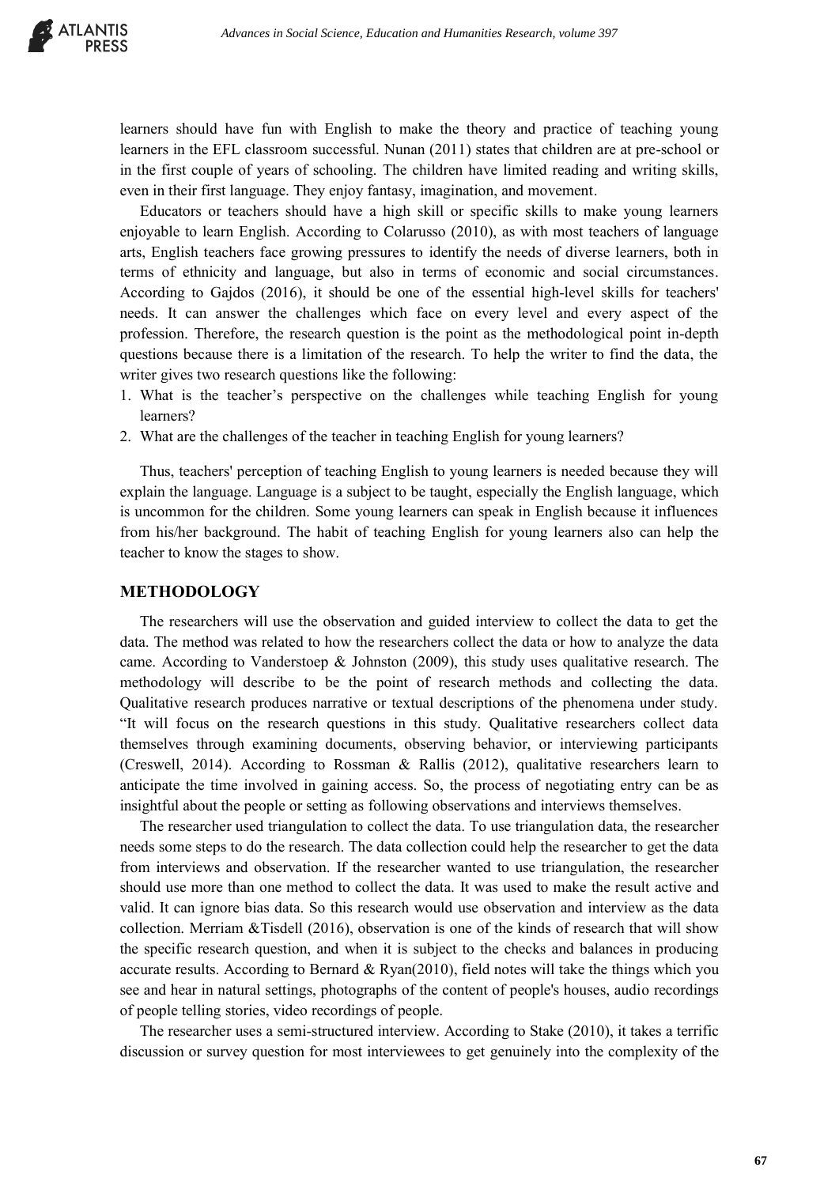learners should have fun with English to make the theory and practice of teaching young learners in the EFL classroom successful. Nunan (2011) states that children are at pre-school or in the first couple of years of schooling. The children have limited reading and writing skills, even in their first language. They enjoy fantasy, imagination, and movement.

Educators or teachers should have a high skill or specific skills to make young learners enjoyable to learn English. According to Colarusso (2010), as with most teachers of language arts, English teachers face growing pressures to identify the needs of diverse learners, both in terms of ethnicity and language, but also in terms of economic and social circumstances. According to Gajdos (2016), it should be one of the essential high-level skills for teachers' needs. It can answer the challenges which face on every level and every aspect of the profession. Therefore, the research question is the point as the methodological point in-depth questions because there is a limitation of the research. To help the writer to find the data, the writer gives two research questions like the following:

1. What is the teacher's perspective on the challenges while teaching English for young learners?
2. What are the challenges of the teacher in teaching English for young learners?

Thus, teachers' perception of teaching English to young learners is needed because they will explain the language. Language is a subject to be taught, especially the English language, which is uncommon for the children. Some young learners can speak in English because it influences from his/her background. The habit of teaching English for young learners also can help the teacher to know the stages to show.

## METHODOLOGY

The researchers will use the observation and guided interview to collect the data to get the data. The method was related to how the researchers collect the data or how to analyze the data came. According to Vanderstoep & Johnston (2009), this study uses qualitative research. The methodology will describe to be the point of research methods and collecting the data. Qualitative research produces narrative or textual descriptions of the phenomena under study. "It will focus on the research questions in this study. Qualitative researchers collect data themselves through examining documents, observing behavior, or interviewing participants (Creswell, 2014). According to Rossman & Rallis (2012), qualitative researchers learn to anticipate the time involved in gaining access. So, the process of negotiating entry can be as insightful about the people or setting as following observations and interviews themselves.

The researcher used triangulation to collect the data. To use triangulation data, the researcher needs some steps to do the research. The data collection could help the researcher to get the data from interviews and observation. If the researcher wanted to use triangulation, the researcher should use more than one method to collect the data. It was used to make the result active and valid. It can ignore bias data. So this research would use observation and interview as the data collection. Merriam &Tisdell (2016), observation is one of the kinds of research that will show the specific research question, and when it is subject to the checks and balances in producing accurate results. According to Bernard & Ryan(2010), field notes will take the things which you see and hear in natural settings, photographs of the content of people's houses, audio recordings of people telling stories, video recordings of people.

The researcher uses a semi-structured interview. According to Stake (2010), it takes a terrific discussion or survey question for most interviewees to get genuinely into the complexity of the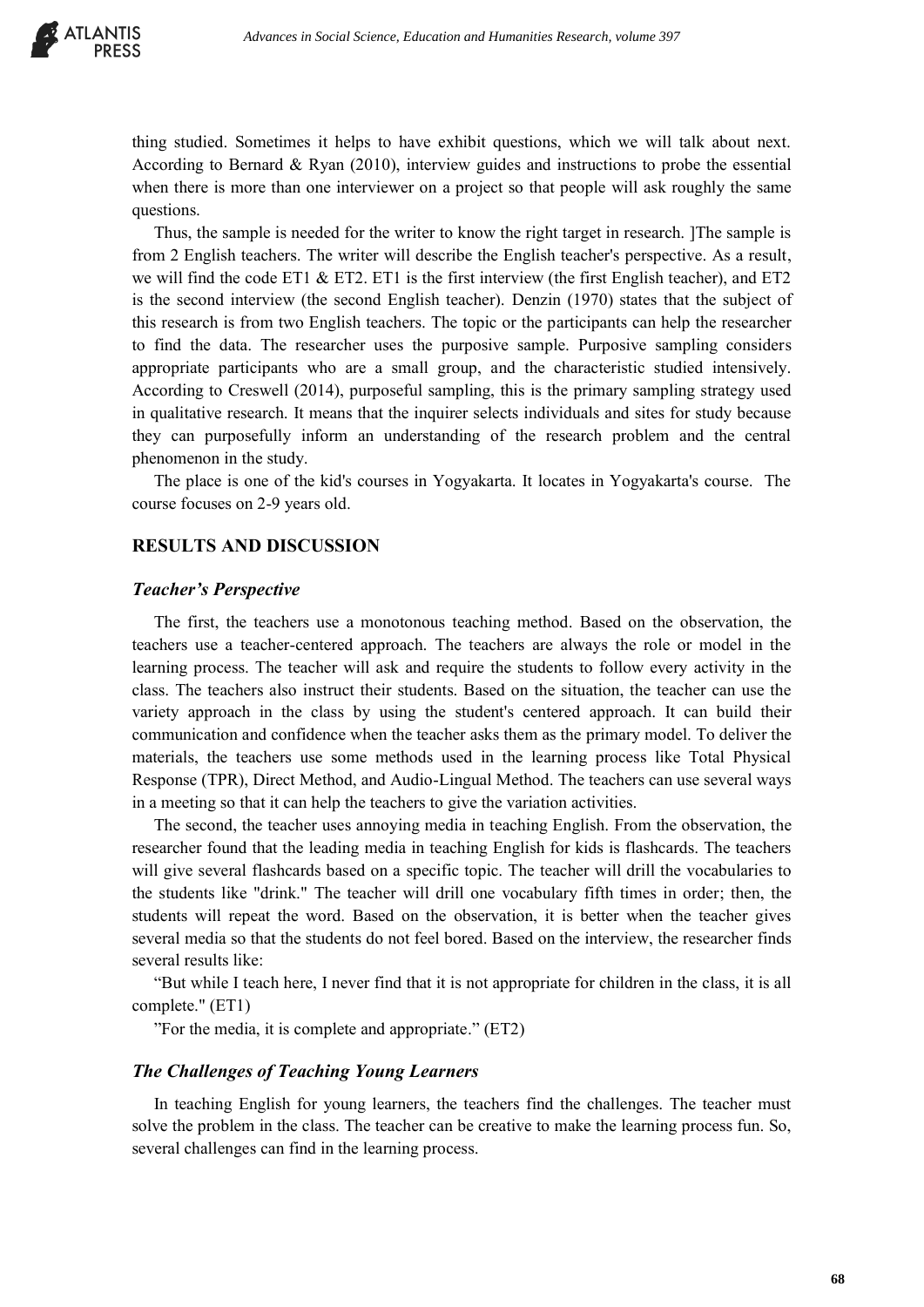thing studied. Sometimes it helps to have exhibit questions, which we will talk about next. According to Bernard & Ryan (2010), interview guides and instructions to probe the essential when there is more than one interviewer on a project so that people will ask roughly the same questions.

Thus, the sample is needed for the writer to know the right target in research. ]The sample is from 2 English teachers. The writer will describe the English teacher's perspective. As a result, we will find the code ET1 & ET2. ET1 is the first interview (the first English teacher), and ET2 is the second interview (the second English teacher). Denzin (1970) states that the subject of this research is from two English teachers. The topic or the participants can help the researcher to find the data. The researcher uses the purposive sample. Purposive sampling considers appropriate participants who are a small group, and the characteristic studied intensively. According to Creswell (2014), purposeful sampling, this is the primary sampling strategy used in qualitative research. It means that the inquirer selects individuals and sites for study because they can purposefully inform an understanding of the research problem and the central phenomenon in the study.

The place is one of the kid's courses in Yogyakarta. It locates in Yogyakarta's course. The course focuses on 2-9 years old.

## RESULTS AND DISCUSSION

### *Teacher's Perspective*

The first, the teachers use a monotonous teaching method. Based on the observation, the teachers use a teacher-centered approach. The teachers are always the role or model in the learning process. The teacher will ask and require the students to follow every activity in the class. The teachers also instruct their students. Based on the situation, the teacher can use the variety approach in the class by using the student's centered approach. It can build their communication and confidence when the teacher asks them as the primary model. To deliver the materials, the teachers use some methods used in the learning process like Total Physical Response (TPR), Direct Method, and Audio-Lingual Method. The teachers can use several ways in a meeting so that it can help the teachers to give the variation activities.

The second, the teacher uses annoying media in teaching English. From the observation, the researcher found that the leading media in teaching English for kids is flashcards. The teachers will give several flashcards based on a specific topic. The teacher will drill the vocabularies to the students like "drink." The teacher will drill one vocabulary fifth times in order; then, the students will repeat the word. Based on the observation, it is better when the teacher gives several media so that the students do not feel bored. Based on the interview, the researcher finds several results like:

"But while I teach here, I never find that it is not appropriate for children in the class, it is all complete." (ET1)

"For the media, it is complete and appropriate." (ET2)

### *The Challenges of Teaching Young Learners*

In teaching English for young learners, the teachers find the challenges. The teacher must solve the problem in the class. The teacher can be creative to make the learning process fun. So, several challenges can find in the learning process.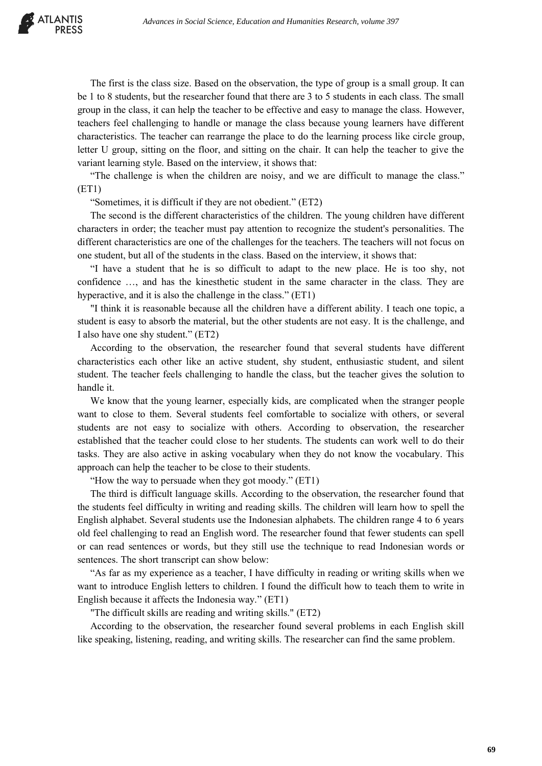The first is the class size. Based on the observation, the type of group is a small group. It can be 1 to 8 students, but the researcher found that there are 3 to 5 students in each class. The small group in the class, it can help the teacher to be effective and easy to manage the class. However, teachers feel challenging to handle or manage the class because young learners have different characteristics. The teacher can rearrange the place to do the learning process like circle group, letter U group, sitting on the floor, and sitting on the chair. It can help the teacher to give the variant learning style. Based on the interview, it shows that:

"The challenge is when the children are noisy, and we are difficult to manage the class." (ET1)

"Sometimes, it is difficult if they are not obedient." (ET2)

The second is the different characteristics of the children. The young children have different characters in order; the teacher must pay attention to recognize the student's personalities. The different characteristics are one of the challenges for the teachers. The teachers will not focus on one student, but all of the students in the class. Based on the interview, it shows that:

"I have a student that he is so difficult to adapt to the new place. He is too shy, not confidence …, and has the kinesthetic student in the same character in the class. They are hyperactive, and it is also the challenge in the class." (ET1)

"I think it is reasonable because all the children have a different ability. I teach one topic, a student is easy to absorb the material, but the other students are not easy. It is the challenge, and I also have one shy student." (ET2)

According to the observation, the researcher found that several students have different characteristics each other like an active student, shy student, enthusiastic student, and silent student. The teacher feels challenging to handle the class, but the teacher gives the solution to handle it.

We know that the young learner, especially kids, are complicated when the stranger people want to close to them. Several students feel comfortable to socialize with others, or several students are not easy to socialize with others. According to observation, the researcher established that the teacher could close to her students. The students can work well to do their tasks. They are also active in asking vocabulary when they do not know the vocabulary. This approach can help the teacher to be close to their students.

"How the way to persuade when they got moody." (ET1)

The third is difficult language skills. According to the observation, the researcher found that the students feel difficulty in writing and reading skills. The children will learn how to spell the English alphabet. Several students use the Indonesian alphabets. The children range 4 to 6 years old feel challenging to read an English word. The researcher found that fewer students can spell or can read sentences or words, but they still use the technique to read Indonesian words or sentences. The short transcript can show below:

"As far as my experience as a teacher, I have difficulty in reading or writing skills when we want to introduce English letters to children. I found the difficult how to teach them to write in English because it affects the Indonesia way." (ET1)

"The difficult skills are reading and writing skills." (ET2)

According to the observation, the researcher found several problems in each English skill like speaking, listening, reading, and writing skills. The researcher can find the same problem.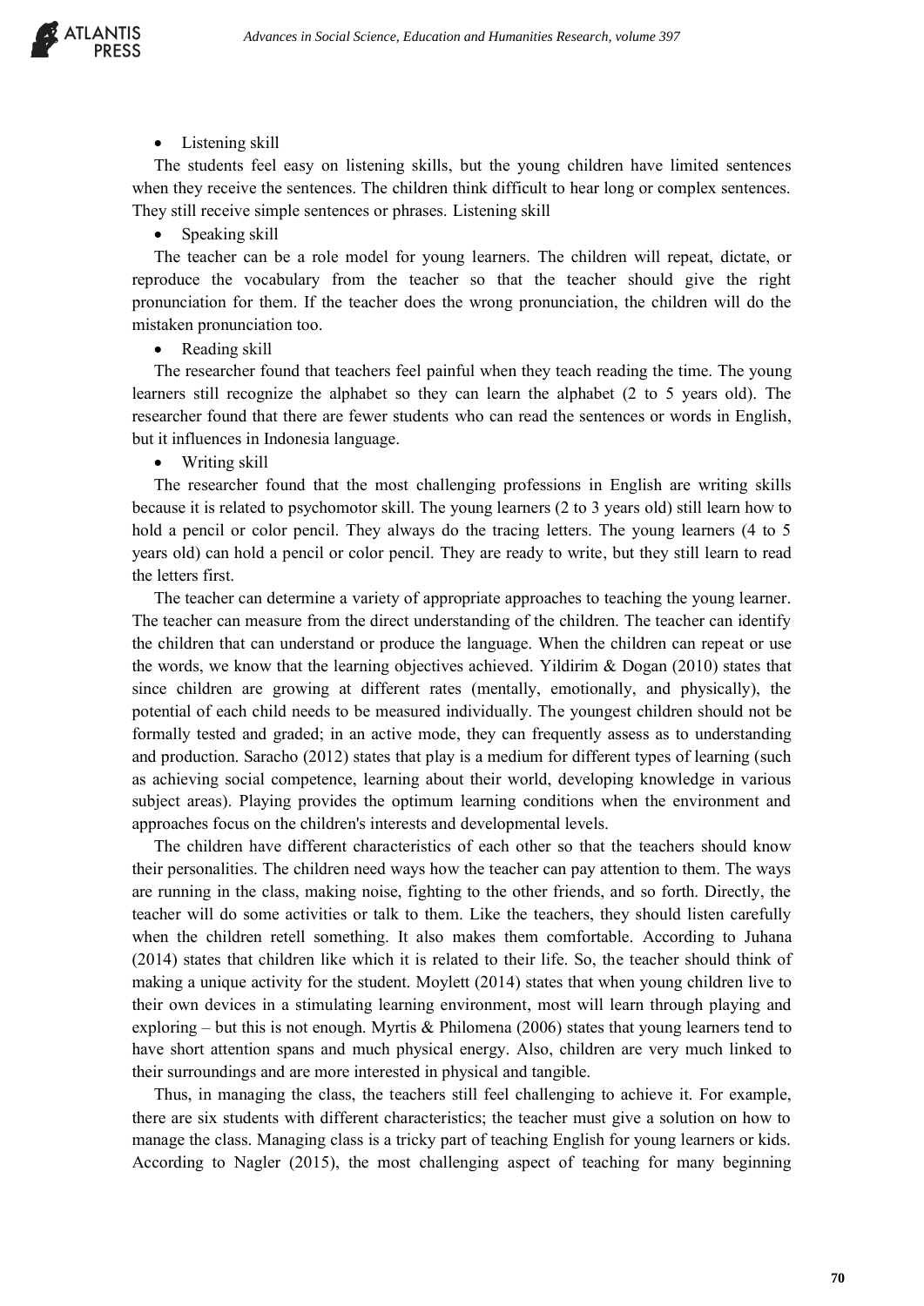- Listening skill

The students feel easy on listening skills, but the young children have limited sentences when they receive the sentences. The children think difficult to hear long or complex sentences. They still receive simple sentences or phrases. Listening skill

- Speaking skill

The teacher can be a role model for young learners. The children will repeat, dictate, or reproduce the vocabulary from the teacher so that the teacher should give the right pronunciation for them. If the teacher does the wrong pronunciation, the children will do the mistaken pronunciation too.

- Reading skill

The researcher found that teachers feel painful when they teach reading the time. The young learners still recognize the alphabet so they can learn the alphabet (2 to 5 years old). The researcher found that there are fewer students who can read the sentences or words in English, but it influences in Indonesia language.

- Writing skill

The researcher found that the most challenging professions in English are writing skills because it is related to psychomotor skill. The young learners (2 to 3 years old) still learn how to hold a pencil or color pencil. They always do the tracing letters. The young learners (4 to 5 years old) can hold a pencil or color pencil. They are ready to write, but they still learn to read the letters first.

The teacher can determine a variety of appropriate approaches to teaching the young learner. The teacher can measure from the direct understanding of the children. The teacher can identify the children that can understand or produce the language. When the children can repeat or use the words, we know that the learning objectives achieved. Yildirim & Dogan (2010) states that since children are growing at different rates (mentally, emotionally, and physically), the potential of each child needs to be measured individually. The youngest children should not be formally tested and graded; in an active mode, they can frequently assess as to understanding and production. Saracho (2012) states that play is a medium for different types of learning (such as achieving social competence, learning about their world, developing knowledge in various subject areas). Playing provides the optimum learning conditions when the environment and approaches focus on the children's interests and developmental levels.

The children have different characteristics of each other so that the teachers should know their personalities. The children need ways how the teacher can pay attention to them. The ways are running in the class, making noise, fighting to the other friends, and so forth. Directly, the teacher will do some activities or talk to them. Like the teachers, they should listen carefully when the children retell something. It also makes them comfortable. According to Juhana (2014) states that children like which it is related to their life. So, the teacher should think of making a unique activity for the student. Moylett (2014) states that when young children live to their own devices in a stimulating learning environment, most will learn through playing and exploring – but this is not enough. Myrtis & Philomena (2006) states that young learners tend to have short attention spans and much physical energy. Also, children are very much linked to their surroundings and are more interested in physical and tangible.

Thus, in managing the class, the teachers still feel challenging to achieve it. For example, there are six students with different characteristics; the teacher must give a solution on how to manage the class. Managing class is a tricky part of teaching English for young learners or kids. According to Nagler (2015), the most challenging aspect of teaching for many beginning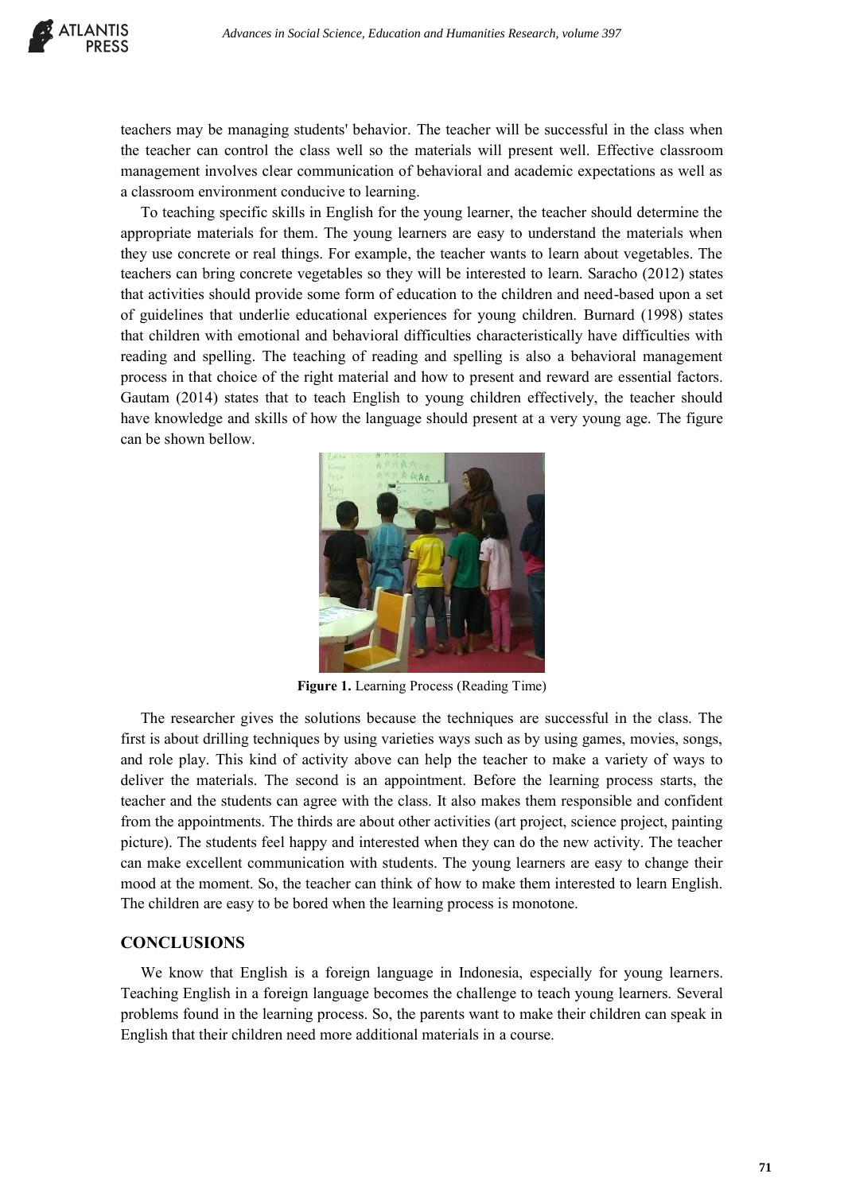teachers may be managing students' behavior. The teacher will be successful in the class when the teacher can control the class well so the materials will present well. Effective classroom management involves clear communication of behavioral and academic expectations as well as a classroom environment conducive to learning.

To teaching specific skills in English for the young learner, the teacher should determine the appropriate materials for them. The young learners are easy to understand the materials when they use concrete or real things. For example, the teacher wants to learn about vegetables. The teachers can bring concrete vegetables so they will be interested to learn. Saracho (2012) states that activities should provide some form of education to the children and need-based upon a set of guidelines that underlie educational experiences for young children. Burnard (1998) states that children with emotional and behavioral difficulties characteristically have difficulties with reading and spelling. The teaching of reading and spelling is also a behavioral management process in that choice of the right material and how to present and reward are essential factors. Gautam (2014) states that to teach English to young children effectively, the teacher should have knowledge and skills of how the language should present at a very young age. The figure can be shown bellow.

**Figure 1.** Learning Process (Reading Time)

The researcher gives the solutions because the techniques are successful in the class. The first is about drilling techniques by using varieties ways such as by using games, movies, songs, and role play. This kind of activity above can help the teacher to make a variety of ways to deliver the materials. The second is an appointment. Before the learning process starts, the teacher and the students can agree with the class. It also makes them responsible and confident from the appointments. The thirds are about other activities (art project, science project, painting picture). The students feel happy and interested when they can do the new activity. The teacher can make excellent communication with students. The young learners are easy to change their mood at the moment. So, the teacher can think of how to make them interested to learn English. The children are easy to be bored when the learning process is monotone.

## CONCLUSIONS

We know that English is a foreign language in Indonesia, especially for young learners. Teaching English in a foreign language becomes the challenge to teach young learners. Several problems found in the learning process. So, the parents want to make their children can speak in English that their children need more additional materials in a course.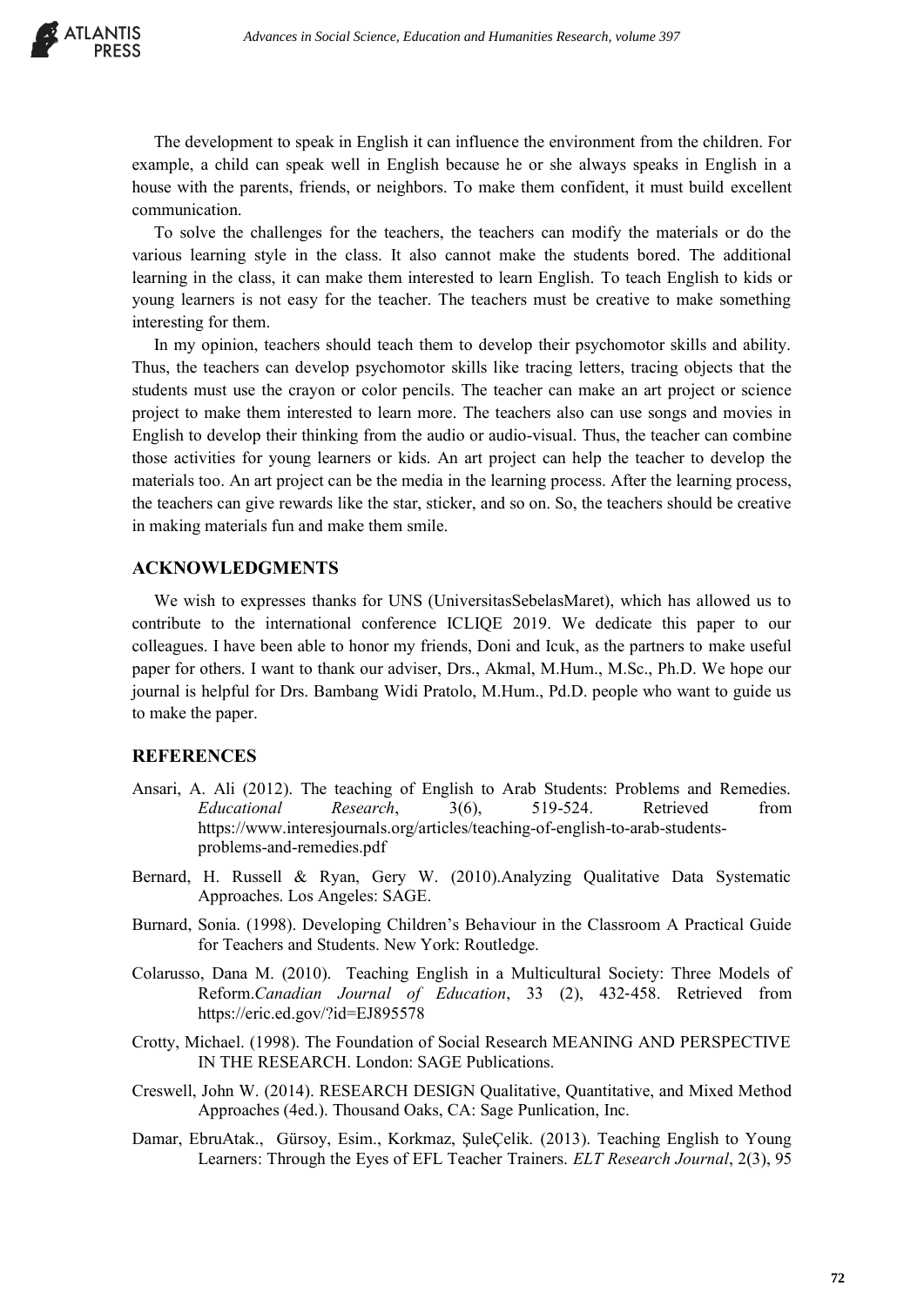The development to speak in English it can influence the environment from the children. For example, a child can speak well in English because he or she always speaks in English in a house with the parents, friends, or neighbors. To make them confident, it must build excellent communication.

To solve the challenges for the teachers, the teachers can modify the materials or do the various learning style in the class. It also cannot make the students bored. The additional learning in the class, it can make them interested to learn English. To teach English to kids or young learners is not easy for the teacher. The teachers must be creative to make something interesting for them.

In my opinion, teachers should teach them to develop their psychomotor skills and ability. Thus, the teachers can develop psychomotor skills like tracing letters, tracing objects that the students must use the crayon or color pencils. The teacher can make an art project or science project to make them interested to learn more. The teachers also can use songs and movies in English to develop their thinking from the audio or audio-visual. Thus, the teacher can combine those activities for young learners or kids. An art project can help the teacher to develop the materials too. An art project can be the media in the learning process. After the learning process, the teachers can give rewards like the star, sticker, and so on. So, the teachers should be creative in making materials fun and make them smile.

## ACKNOWLEDGMENTS

We wish to expresses thanks for UNS (UniversitasSebelasMaret), which has allowed us to contribute to the international conference ICLIQE 2019. We dedicate this paper to our colleagues. I have been able to honor my friends, Doni and Icuk, as the partners to make useful paper for others. I want to thank our adviser, Drs., Akmal, M.Hum., M.Sc., Ph.D. We hope our journal is helpful for Drs. Bambang Widi Pratolo, M.Hum., Pd.D. people who want to guide us to make the paper.

## REFERENCES

Ansari, A. Ali (2012). The teaching of English to Arab Students: Problems and Remedies. *Educational Research*, 3(6), 519-524. Retrieved from https://www.interesjournals.org/articles/teaching-of-english-to-arab-students-problems-and-remedies.pdf

Bernard, H. Russell & Ryan, Gery W. (2010).Analyzing Qualitative Data Systematic Approaches. Los Angeles: SAGE.

Burnard, Sonia. (1998). Developing Children's Behaviour in the Classroom A Practical Guide for Teachers and Students. New York: Routledge.

Colarusso, Dana M. (2010). Teaching English in a Multicultural Society: Three Models of Reform.*Canadian Journal of Education*, 33 (2), 432-458. Retrieved from https://eric.ed.gov/?id=EJ895578

Crotty, Michael. (1998). The Foundation of Social Research MEANING AND PERSPECTIVE IN THE RESEARCH. London: SAGE Publications.

Creswell, John W. (2014). RESEARCH DESIGN Qualitative, Quantitative, and Mixed Method Approaches (4ed.). Thousand Oaks, CA: Sage Punlication, Inc.

Damar, EbruAtak., Gürsoy, Esim., Korkmaz, ŞuleÇelik. (2013). Teaching English to Young Learners: Through the Eyes of EFL Teacher Trainers. *ELT Research Journal*, 2(3), 95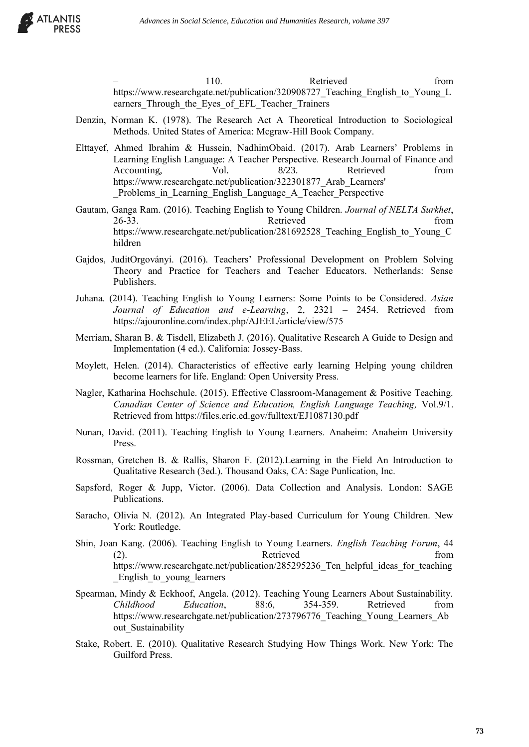– 110. Retrieved from https://www.researchgate.net/publication/320908727_Teaching_English_to_Young_Learners_Through_the_Eyes_of_EFL_Teacher_Trainers

Denzin, Norman K. (1978). The Research Act A Theoretical Introduction to Sociological Methods. United States of America: Mcgraw-Hill Book Company.

Elttayef, Ahmed Ibrahim & Hussein, NadhimObaid. (2017). Arab Learners' Problems in Learning English Language: A Teacher Perspective. Research Journal of Finance and Accounting, Vol. 8/23. Retrieved from https://www.researchgate.net/publication/322301877_Arab_Learners'_Problems_in_Learning_English_Language_A_Teacher_Perspective

Gautam, Ganga Ram. (2016). Teaching English to Young Children. *Journal of NELTA Surkhet*, 26-33. Retrieved from https://www.researchgate.net/publication/281692528_Teaching_English_to_Young_Children

Gajdos, JuditOrgoványi. (2016). Teachers' Professional Development on Problem Solving Theory and Practice for Teachers and Teacher Educators. Netherlands: Sense Publishers.

Juhana. (2014). Teaching English to Young Learners: Some Points to be Considered. *Asian Journal of Education and e-Learning*, 2, 2321 – 2454. Retrieved from https://ajouronline.com/index.php/AJEEL/article/view/575

Merriam, Sharan B. & Tisdell, Elizabeth J. (2016). Qualitative Research A Guide to Design and Implementation (4 ed.). California: Jossey-Bass.

Moylett, Helen. (2014). Characteristics of effective early learning Helping young children become learners for life. England: Open University Press.

Nagler, Katharina Hochschule. (2015). Effective Classroom-Management & Positive Teaching. *Canadian Center of Science and Education, English Language Teaching,* Vol.9/1. Retrieved from https://files.eric.ed.gov/fulltext/EJ1087130.pdf

Nunan, David. (2011). Teaching English to Young Learners. Anaheim: Anaheim University Press.

Rossman, Gretchen B. & Rallis, Sharon F. (2012).Learning in the Field An Introduction to Qualitative Research (3ed.). Thousand Oaks, CA: Sage Punlication, Inc.

Sapsford, Roger & Jupp, Victor. (2006). Data Collection and Analysis. London: SAGE Publications.

Saracho, Olivia N. (2012). An Integrated Play-based Curriculum for Young Children. New York: Routledge.

Shin, Joan Kang. (2006). Teaching English to Young Learners. *English Teaching Forum*, 44 (2). Retrieved from https://www.researchgate.net/publication/285295236_Ten_helpful_ideas_for_teaching_English_to_young_learners

Spearman, Mindy & Eckhoof, Angela. (2012). Teaching Young Learners About Sustainability. *Childhood Education*, 88:6, 354-359. Retrieved from https://www.researchgate.net/publication/273796776_Teaching_Young_Learners_About_Sustainability

Stake, Robert. E. (2010). Qualitative Research Studying How Things Work. New York: The Guilford Press.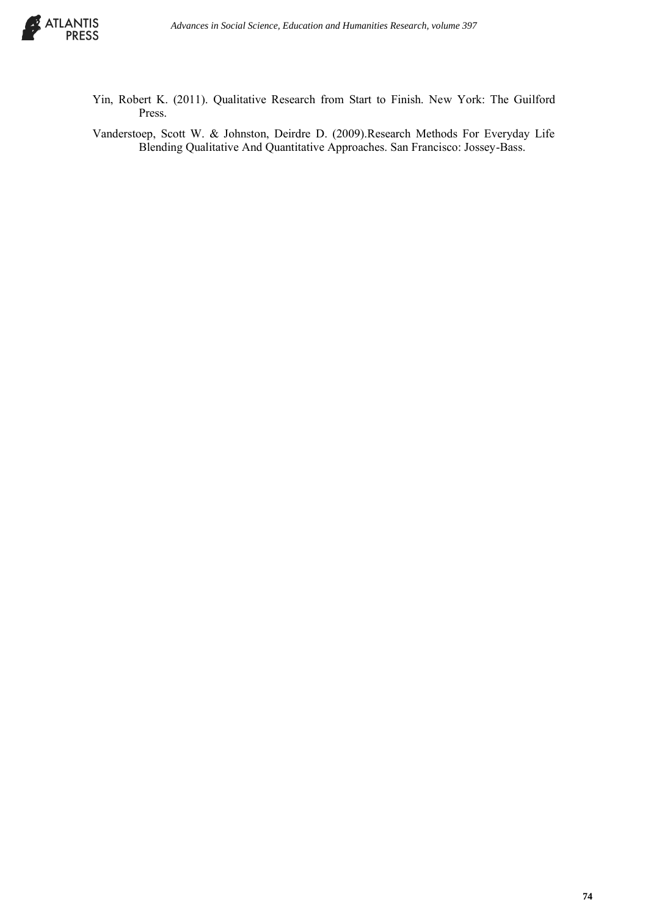Yin, Robert K. (2011). Qualitative Research from Start to Finish. New York: The Guilford Press.

Vanderstoep, Scott W. & Johnston, Deirdre D. (2009).Research Methods For Everyday Life Blending Qualitative And Quantitative Approaches. San Francisco: Jossey-Bass.